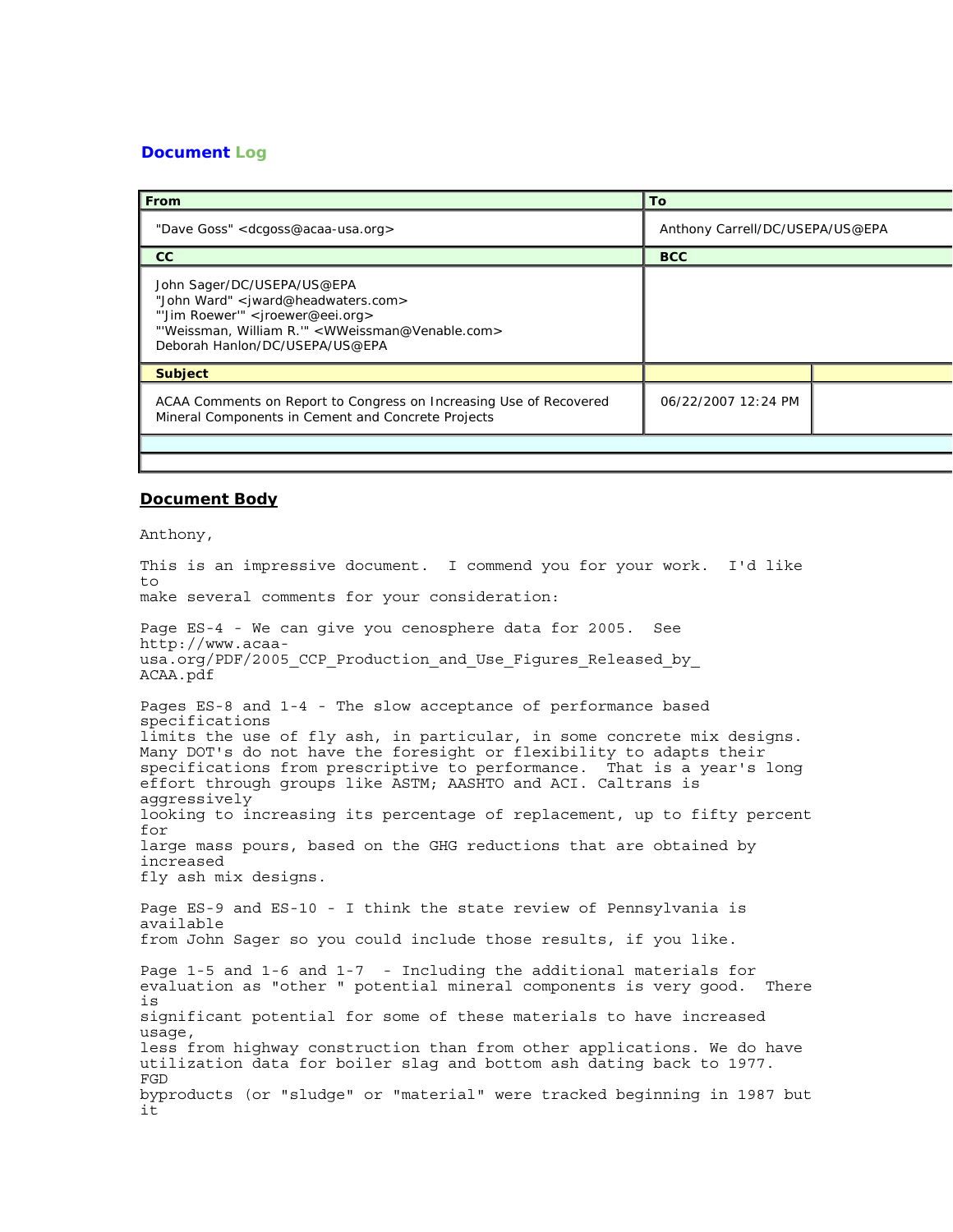# Document Log

| From | To |
|---|---|
| "Dave Goss" <dcgoss@acaa-usa.org> | Anthony Carrell/DC/USEPA/US@EPA |
| **CC** | **BCC** |
| John Sager/DC/USEPA/US@EPA<br>"John Ward" <jward@headwaters.com><br>"'Jim Roewer'" <jroewer@eei.org><br>"'Weissman, William R.'" <WWeissman@Venable.com><br>Deborah Hanlon/DC/USEPA/US@EPA | |
| **Subject** | |
| ACAA Comments on Report to Congress on Increasing Use of Recovered Mineral Components in Cement and Concrete Projects | 06/22/2007 12:24 PM |

## Document Body

Anthony,

This is an impressive document. I commend you for your work. I'd like to make several comments for your consideration:

Page ES-4 - We can give you cenosphere data for 2005. See http://www.acaa-usa.org/PDF/2005_CCP_Production_and_Use_Figures_Released_by_ACAA.pdf

Pages ES-8 and 1-4 - The slow acceptance of performance based specifications limits the use of fly ash, in particular, in some concrete mix designs. Many DOT's do not have the foresight or flexibility to adapts their specifications from prescriptive to performance. That is a year's long effort through groups like ASTM; AASHTO and ACI. Caltrans is aggressively looking to increasing its percentage of replacement, up to fifty percent for large mass pours, based on the GHG reductions that are obtained by increased fly ash mix designs.

Page ES-9 and ES-10 - I think the state review of Pennsylvania is available from John Sager so you could include those results, if you like.

Page 1-5 and 1-6 and 1-7 - Including the additional materials for evaluation as "other " potential mineral components is very good. There is significant potential for some of these materials to have increased usage, less from highway construction than from other applications. We do have utilization data for boiler slag and bottom ash dating back to 1977. FGD byproducts (or "sludge" or "material" were tracked beginning in 1987 but it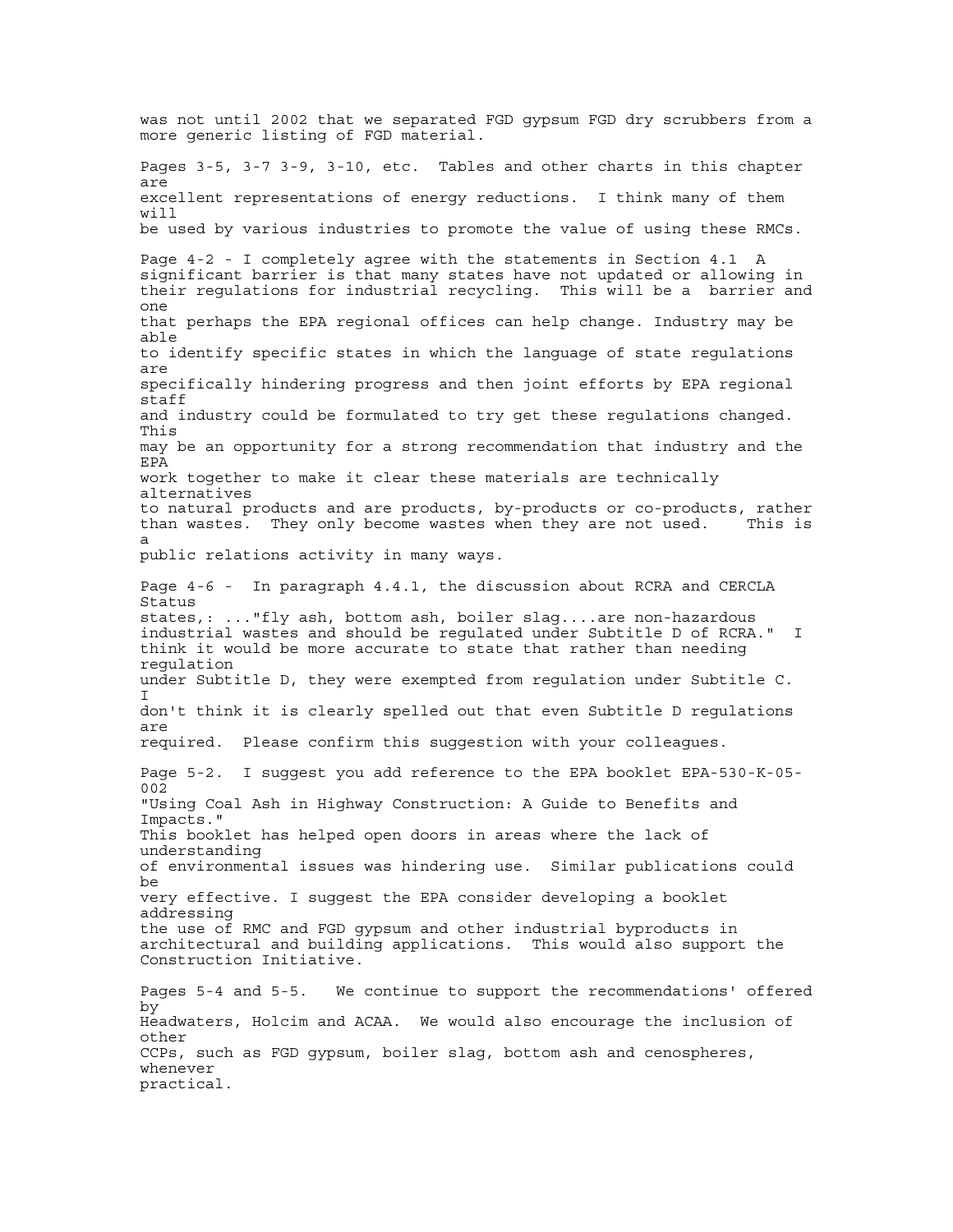was not until 2002 that we separated FGD gypsum FGD dry scrubbers from a more generic listing of FGD material.

Pages 3-5, 3-7 3-9, 3-10, etc. Tables and other charts in this chapter are excellent representations of energy reductions. I think many of them will be used by various industries to promote the value of using these RMCs.

Page 4-2 - I completely agree with the statements in Section 4.1 A significant barrier is that many states have not updated or allowing in their regulations for industrial recycling. This will be a barrier and one that perhaps the EPA regional offices can help change. Industry may be able to identify specific states in which the language of state regulations are specifically hindering progress and then joint efforts by EPA regional staff and industry could be formulated to try get these regulations changed. This may be an opportunity for a strong recommendation that industry and the EPA work together to make it clear these materials are technically alternatives to natural products and are products, by-products or co-products, rather than wastes. They only become wastes when they are not used. This is a public relations activity in many ways.

Page 4-6 - In paragraph 4.4.1, the discussion about RCRA and CERCLA Status states,: ..."fly ash, bottom ash, boiler slag....are non-hazardous industrial wastes and should be regulated under Subtitle D of RCRA." I think it would be more accurate to state that rather than needing regulation under Subtitle D, they were exempted from regulation under Subtitle C. I don't think it is clearly spelled out that even Subtitle D regulations are required. Please confirm this suggestion with your colleagues.

Page 5-2. I suggest you add reference to the EPA booklet EPA-530-K-05-002 "Using Coal Ash in Highway Construction: A Guide to Benefits and Impacts." This booklet has helped open doors in areas where the lack of understanding of environmental issues was hindering use. Similar publications could be very effective. I suggest the EPA consider developing a booklet addressing the use of RMC and FGD gypsum and other industrial byproducts in architectural and building applications. This would also support the Construction Initiative.

Pages 5-4 and 5-5. We continue to support the recommendations' offered by Headwaters, Holcim and ACAA. We would also encourage the inclusion of other CCPs, such as FGD gypsum, boiler slag, bottom ash and cenospheres, whenever practical.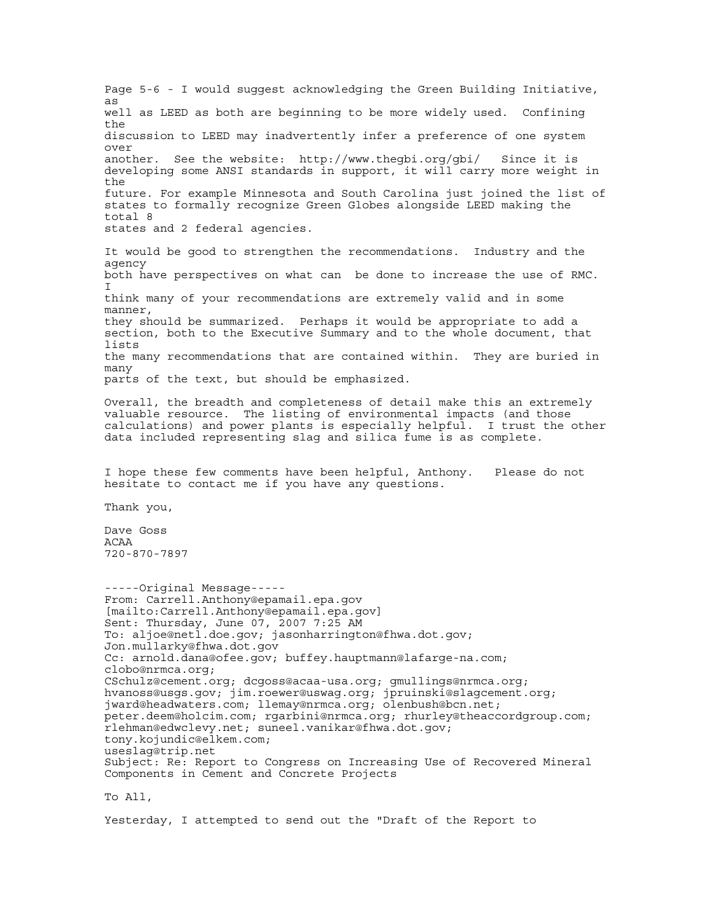Page 5-6 - I would suggest acknowledging the Green Building Initiative, as well as LEED as both are beginning to be more widely used. Confining the discussion to LEED may inadvertently infer a preference of one system over another. See the website: http://www.thegbi.org/gbi/ Since it is developing some ANSI standards in support, it will carry more weight in the future. For example Minnesota and South Carolina just joined the list of states to formally recognize Green Globes alongside LEED making the total 8 states and 2 federal agencies.

It would be good to strengthen the recommendations. Industry and the agency both have perspectives on what can be done to increase the use of RMC. I think many of your recommendations are extremely valid and in some manner, they should be summarized. Perhaps it would be appropriate to add a section, both to the Executive Summary and to the whole document, that lists the many recommendations that are contained within. They are buried in many parts of the text, but should be emphasized.

Overall, the breadth and completeness of detail make this an extremely valuable resource. The listing of environmental impacts (and those calculations) and power plants is especially helpful. I trust the other data included representing slag and silica fume is as complete.

I hope these few comments have been helpful, Anthony. Please do not hesitate to contact me if you have any questions.

Thank you,

Dave Goss
ACAA
720-870-7897

-----Original Message-----
From: Carrell.Anthony@epamail.epa.gov
[mailto:Carrell.Anthony@epamail.epa.gov]
Sent: Thursday, June 07, 2007 7:25 AM
To: aljoe@netl.doe.gov; jasonharrington@fhwa.dot.gov;
Jon.mullarky@fhwa.dot.gov
Cc: arnold.dana@ofee.gov; buffey.hauptmann@lafarge-na.com;
clobo@nrmca.org;
CSchulz@cement.org; dcgoss@acaa-usa.org; gmullings@nrmca.org;
hvanoss@usgs.gov; jim.roewer@uswag.org; jpruinski@slagcement.org;
jward@headwaters.com; llemay@nrmca.org; olenbush@bcn.net;
peter.deem@holcim.com; rgarbini@nrmca.org; rhurley@theaccordgroup.com;
rlehman@edwclevy.net; suneel.vanikar@fhwa.dot.gov;
tony.kojundic@elkem.com;
useslag@trip.net
Subject: Re: Report to Congress on Increasing Use of Recovered Mineral Components in Cement and Concrete Projects

To All,

Yesterday, I attempted to send out the "Draft of the Report to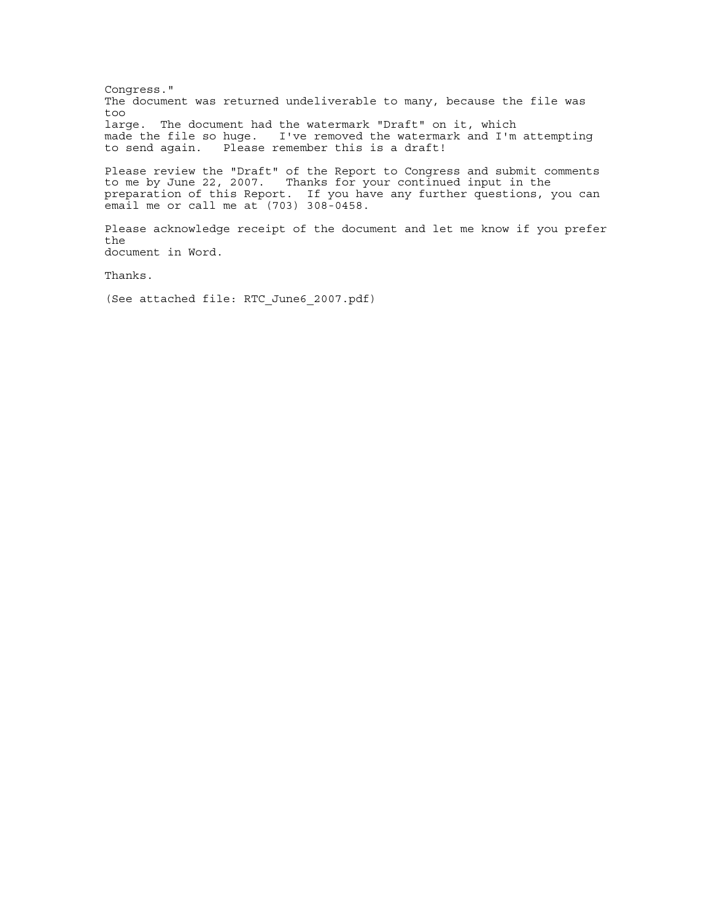Congress."
The document was returned undeliverable to many, because the file was too large. The document had the watermark "Draft" on it, which made the file so huge. I've removed the watermark and I'm attempting to send again. Please remember this is a draft!

Please review the "Draft" of the Report to Congress and submit comments to me by June 22, 2007. Thanks for your continued input in the preparation of this Report. If you have any further questions, you can email me or call me at (703) 308-0458.

Please acknowledge receipt of the document and let me know if you prefer the document in Word.

Thanks.

(See attached file: RTC_June6_2007.pdf)